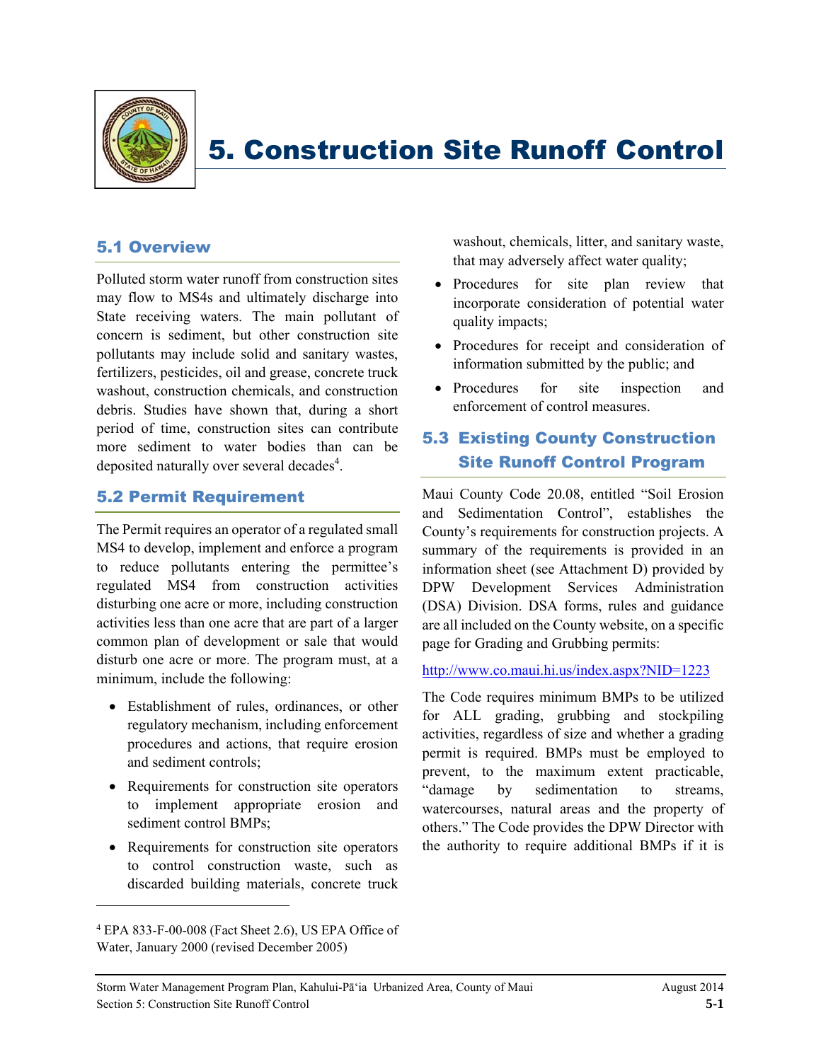# 5. Construction Site Runoff Control

## 5.1 Overview

Polluted storm water runoff from construction sites may flow to MS4s and ultimately discharge into State receiving waters. The main pollutant of concern is sediment, but other construction site pollutants may include solid and sanitary wastes, fertilizers, pesticides, oil and grease, concrete truck washout, construction chemicals, and construction debris. Studies have shown that, during a short period of time, construction sites can contribute more sediment to water bodies than can be deposited naturally over several decades[4].

## 5.2 Permit Requirement

The Permit requires an operator of a regulated small MS4 to develop, implement and enforce a program to reduce pollutants entering the permittee's regulated MS4 from construction activities disturbing one acre or more, including construction activities less than one acre that are part of a larger common plan of development or sale that would disturb one acre or more. The program must, at a minimum, include the following:

- Establishment of rules, ordinances, or other regulatory mechanism, including enforcement procedures and actions, that require erosion and sediment controls;
- Requirements for construction site operators to implement appropriate erosion and sediment control BMPs;
- Requirements for construction site operators to control construction waste, such as discarded building materials, concrete truck washout, chemicals, litter, and sanitary waste, that may adversely affect water quality;
- Procedures for site plan review that incorporate consideration of potential water quality impacts;
- Procedures for receipt and consideration of information submitted by the public; and
- Procedures for site inspection and enforcement of control measures.

## 5.3 Existing County Construction Site Runoff Control Program

Maui County Code 20.08, entitled "Soil Erosion and Sedimentation Control", establishes the County's requirements for construction projects. A summary of the requirements is provided in an information sheet (see Attachment D) provided by DPW Development Services Administration (DSA) Division. DSA forms, rules and guidance are all included on the County website, on a specific page for Grading and Grubbing permits:

http://www.co.maui.hi.us/index.aspx?NID=1223

The Code requires minimum BMPs to be utilized for ALL grading, grubbing and stockpiling activities, regardless of size and whether a grading permit is required. BMPs must be employed to prevent, to the maximum extent practicable, "damage by sedimentation to streams, watercourses, natural areas and the property of others." The Code provides the DPW Director with the authority to require additional BMPs if it is

---

[4] EPA 833-F-00-008 (Fact Sheet 2.6), US EPA Office of Water, January 2000 (revised December 2005)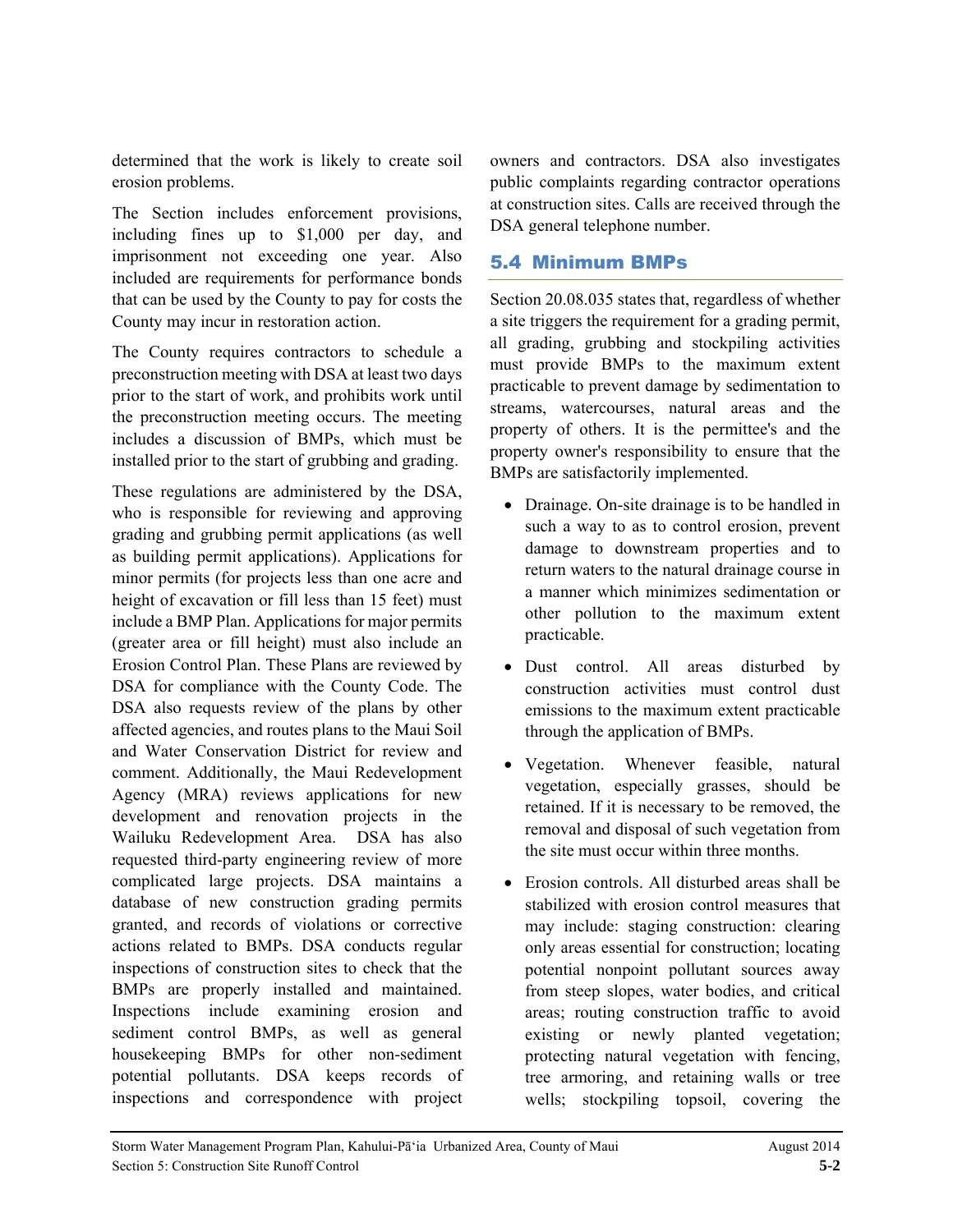determined that the work is likely to create soil erosion problems.

The Section includes enforcement provisions, including fines up to $1,000 per day, and imprisonment not exceeding one year. Also included are requirements for performance bonds that can be used by the County to pay for costs the County may incur in restoration action.

The County requires contractors to schedule a preconstruction meeting with DSA at least two days prior to the start of work, and prohibits work until the preconstruction meeting occurs. The meeting includes a discussion of BMPs, which must be installed prior to the start of grubbing and grading.

These regulations are administered by the DSA, who is responsible for reviewing and approving grading and grubbing permit applications (as well as building permit applications). Applications for minor permits (for projects less than one acre and height of excavation or fill less than 15 feet) must include a BMP Plan. Applications for major permits (greater area or fill height) must also include an Erosion Control Plan. These Plans are reviewed by DSA for compliance with the County Code. The DSA also requests review of the plans by other affected agencies, and routes plans to the Maui Soil and Water Conservation District for review and comment. Additionally, the Maui Redevelopment Agency (MRA) reviews applications for new development and renovation projects in the Wailuku Redevelopment Area. DSA has also requested third-party engineering review of more complicated large projects. DSA maintains a database of new construction grading permits granted, and records of violations or corrective actions related to BMPs. DSA conducts regular inspections of construction sites to check that the BMPs are properly installed and maintained. Inspections include examining erosion and sediment control BMPs, as well as general housekeeping BMPs for other non-sediment potential pollutants. DSA keeps records of inspections and correspondence with project owners and contractors. DSA also investigates public complaints regarding contractor operations at construction sites. Calls are received through the DSA general telephone number.

## 5.4 Minimum BMPs

Section 20.08.035 states that, regardless of whether a site triggers the requirement for a grading permit, all grading, grubbing and stockpiling activities must provide BMPs to the maximum extent practicable to prevent damage by sedimentation to streams, watercourses, natural areas and the property of others. It is the permittee's and the property owner's responsibility to ensure that the BMPs are satisfactorily implemented.

- Drainage. On-site drainage is to be handled in such a way to as to control erosion, prevent damage to downstream properties and to return waters to the natural drainage course in a manner which minimizes sedimentation or other pollution to the maximum extent practicable.
- Dust control. All areas disturbed by construction activities must control dust emissions to the maximum extent practicable through the application of BMPs.
- Vegetation. Whenever feasible, natural vegetation, especially grasses, should be retained. If it is necessary to be removed, the removal and disposal of such vegetation from the site must occur within three months.
- Erosion controls. All disturbed areas shall be stabilized with erosion control measures that may include: staging construction: clearing only areas essential for construction; locating potential nonpoint pollutant sources away from steep slopes, water bodies, and critical areas; routing construction traffic to avoid existing or newly planted vegetation; protecting natural vegetation with fencing, tree armoring, and retaining walls or tree wells; stockpiling topsoil, covering the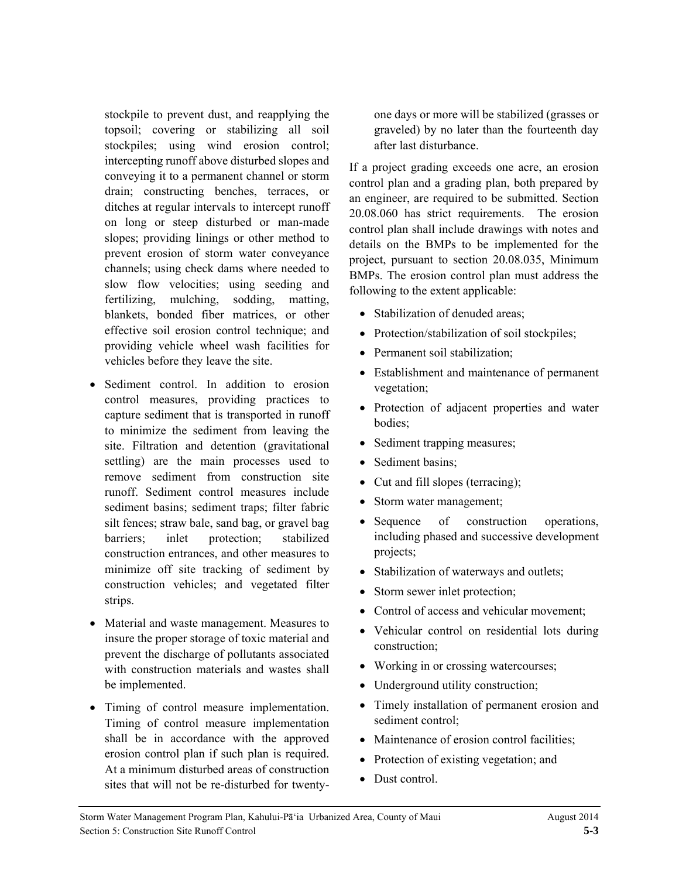stockpile to prevent dust, and reapplying the topsoil; covering or stabilizing all soil stockpiles; using wind erosion control; intercepting runoff above disturbed slopes and conveying it to a permanent channel or storm drain; constructing benches, terraces, or ditches at regular intervals to intercept runoff on long or steep disturbed or man-made slopes; providing linings or other method to prevent erosion of storm water conveyance channels; using check dams where needed to slow flow velocities; using seeding and fertilizing, mulching, sodding, matting, blankets, bonded fiber matrices, or other effective soil erosion control technique; and providing vehicle wheel wash facilities for vehicles before they leave the site.

- Sediment control. In addition to erosion control measures, providing practices to capture sediment that is transported in runoff to minimize the sediment from leaving the site. Filtration and detention (gravitational settling) are the main processes used to remove sediment from construction site runoff. Sediment control measures include sediment basins; sediment traps; filter fabric silt fences; straw bale, sand bag, or gravel bag barriers; inlet protection; stabilized construction entrances, and other measures to minimize off site tracking of sediment by construction vehicles; and vegetated filter strips.
- Material and waste management. Measures to insure the proper storage of toxic material and prevent the discharge of pollutants associated with construction materials and wastes shall be implemented.
- Timing of control measure implementation. Timing of control measure implementation shall be in accordance with the approved erosion control plan if such plan is required. At a minimum disturbed areas of construction sites that will not be re-disturbed for twenty-one days or more will be stabilized (grasses or graveled) by no later than the fourteenth day after last disturbance.

If a project grading exceeds one acre, an erosion control plan and a grading plan, both prepared by an engineer, are required to be submitted. Section 20.08.060 has strict requirements. The erosion control plan shall include drawings with notes and details on the BMPs to be implemented for the project, pursuant to section 20.08.035, Minimum BMPs. The erosion control plan must address the following to the extent applicable:

- Stabilization of denuded areas;
- Protection/stabilization of soil stockpiles;
- Permanent soil stabilization;
- Establishment and maintenance of permanent vegetation;
- Protection of adjacent properties and water bodies;
- Sediment trapping measures;
- Sediment basins;
- Cut and fill slopes (terracing);
- Storm water management;
- Sequence of construction operations, including phased and successive development projects;
- Stabilization of waterways and outlets;
- Storm sewer inlet protection;
- Control of access and vehicular movement;
- Vehicular control on residential lots during construction;
- Working in or crossing watercourses;
- Underground utility construction;
- Timely installation of permanent erosion and sediment control;
- Maintenance of erosion control facilities;
- Protection of existing vegetation; and
- Dust control.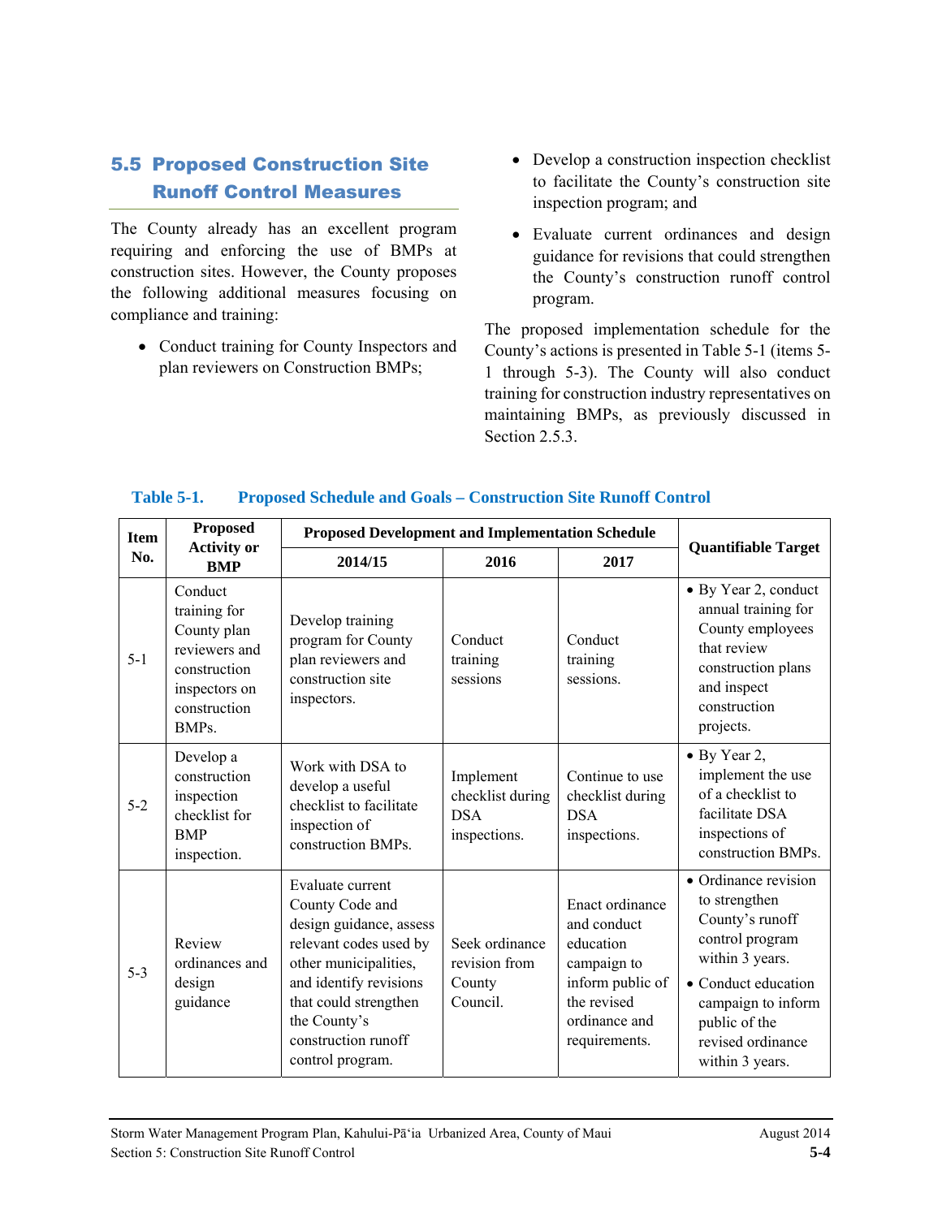## 5.5 Proposed Construction Site Runoff Control Measures

The County already has an excellent program requiring and enforcing the use of BMPs at construction sites. However, the County proposes the following additional measures focusing on compliance and training:

- Conduct training for County Inspectors and plan reviewers on Construction BMPs;
- Develop a construction inspection checklist to facilitate the County's construction site inspection program; and
- Evaluate current ordinances and design guidance for revisions that could strengthen the County's construction runoff control program.

The proposed implementation schedule for the County's actions is presented in Table 5-1 (items 5-1 through 5-3). The County will also conduct training for construction industry representatives on maintaining BMPs, as previously discussed in Section 2.5.3.

**Table 5-1. Proposed Schedule and Goals – Construction Site Runoff Control**

| Item No. | Proposed Activity or BMP | Proposed Development and Implementation Schedule | | | Quantifiable Target |
|---|---|---|---|---|---|
| | | 2014/15 | 2016 | 2017 | |
| 5-1 | Conduct training for County plan reviewers and construction inspectors on construction BMPs. | Develop training program for County plan reviewers and construction site inspectors. | Conduct training sessions | Conduct training sessions. | • By Year 2, conduct annual training for County employees that review construction plans and inspect construction projects. |
| 5-2 | Develop a construction inspection checklist for BMP inspection. | Work with DSA to develop a useful checklist to facilitate inspection of construction BMPs. | Implement checklist during DSA inspections. | Continue to use checklist during DSA inspections. | • By Year 2, implement the use of a checklist to facilitate DSA inspections of construction BMPs. |
| 5-3 | Review ordinances and design guidance | Evaluate current County Code and design guidance, assess relevant codes used by other municipalities, and identify revisions that could strengthen the County's construction runoff control program. | Seek ordinance revision from County Council. | Enact ordinance and conduct education campaign to inform public of the revised ordinance and requirements. | • Ordinance revision to strengthen County's runoff control program within 3 years. • Conduct education campaign to inform public of the revised ordinance within 3 years. |